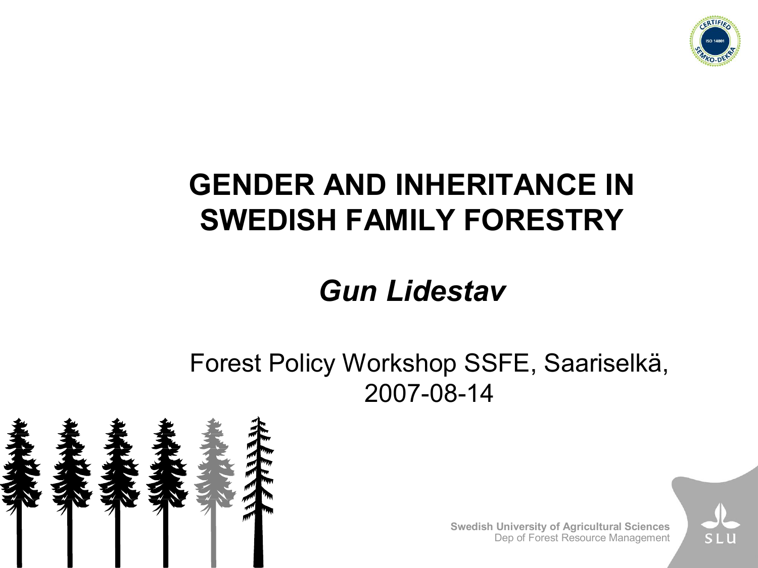# GENDER AND INHERITANCE IN SWEDISH FAMILY FORESTRY

*Gun Lidestav*

Forest Policy Workshop SSFE, Saariselkä, 2007-08-14

**Swedish University of Agricultural Sciences**
Dep of Forest Resource Management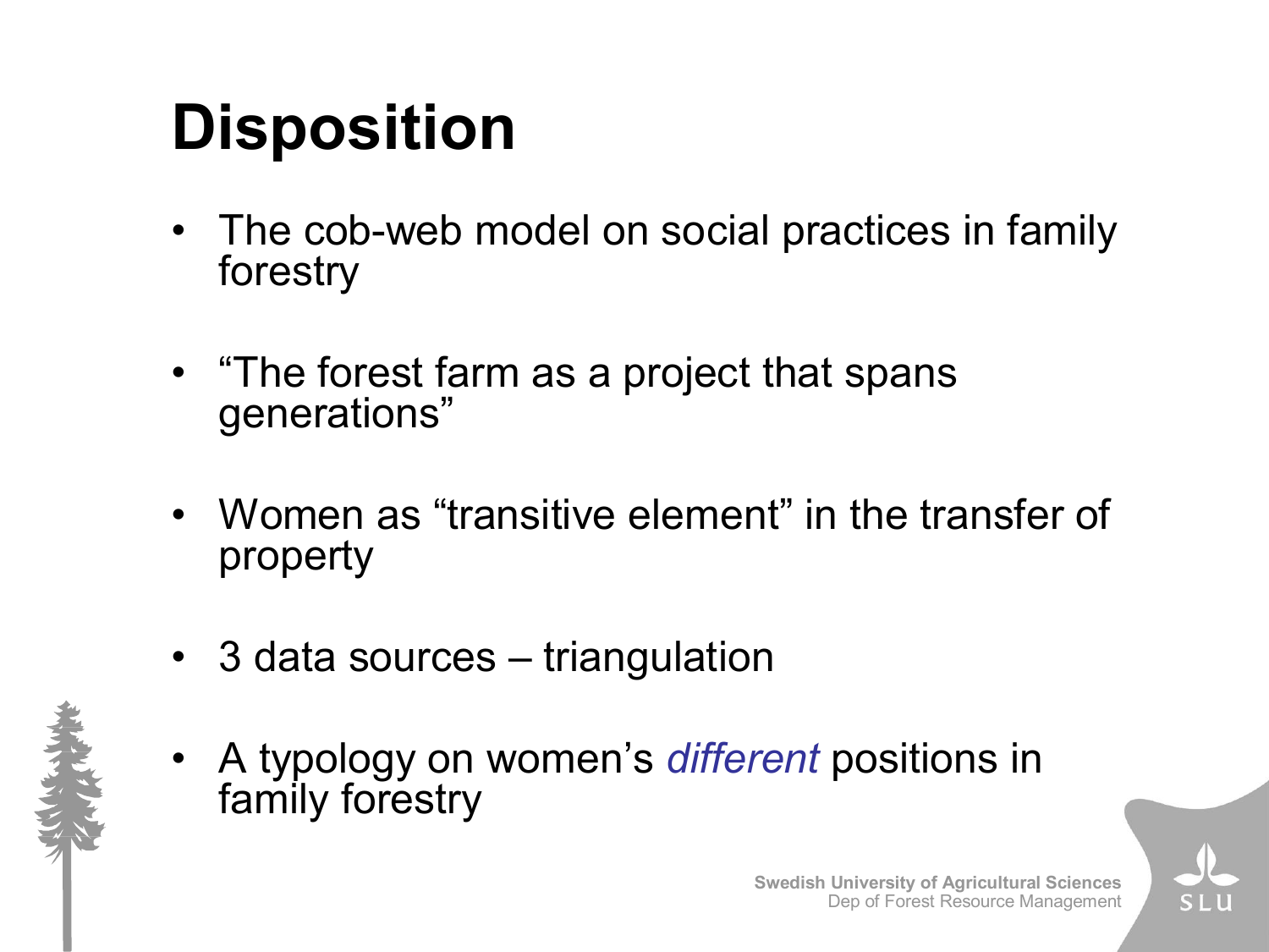# Disposition

- The cob-web model on social practices in family forestry
- "The forest farm as a project that spans generations"
- Women as "transitive element" in the transfer of property
- 3 data sources – triangulation
- A typology on women's *different* positions in family forestry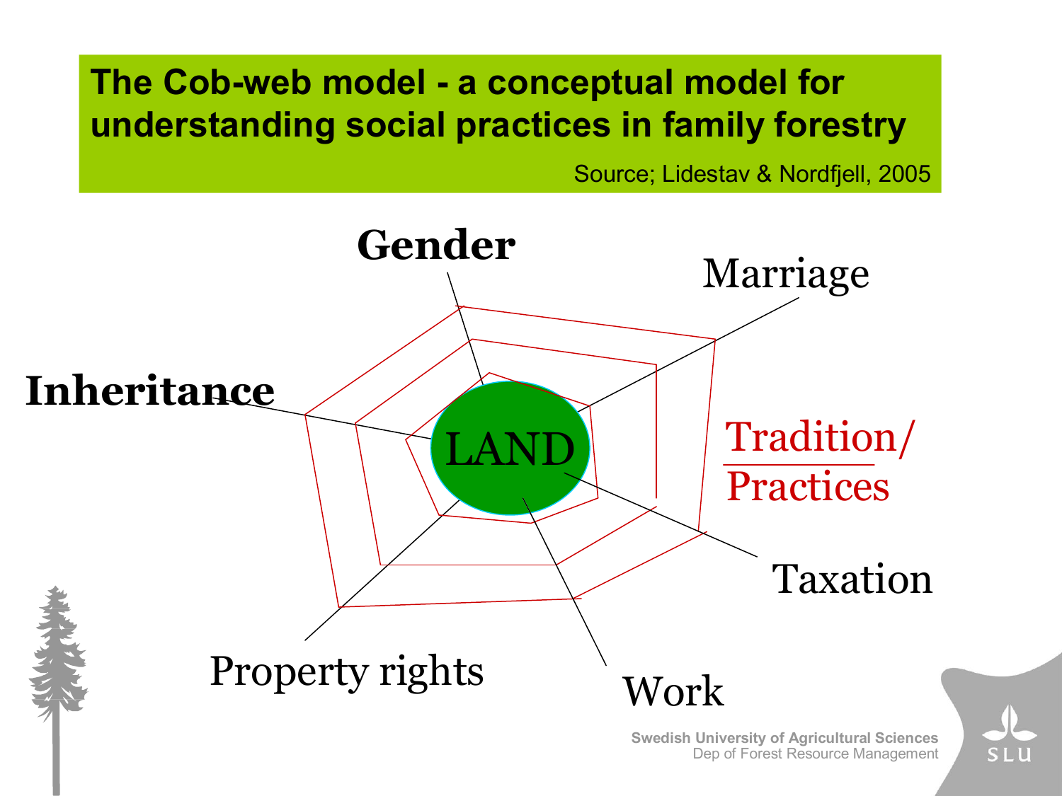# The Cob-web model - a conceptual model for understanding social practices in family forestry

Source; Lidestav & Nordfjell, 2005

**Gender**

Marriage

**Inheritance**

LAND

Tradition/
Practices

Taxation

Property rights

Work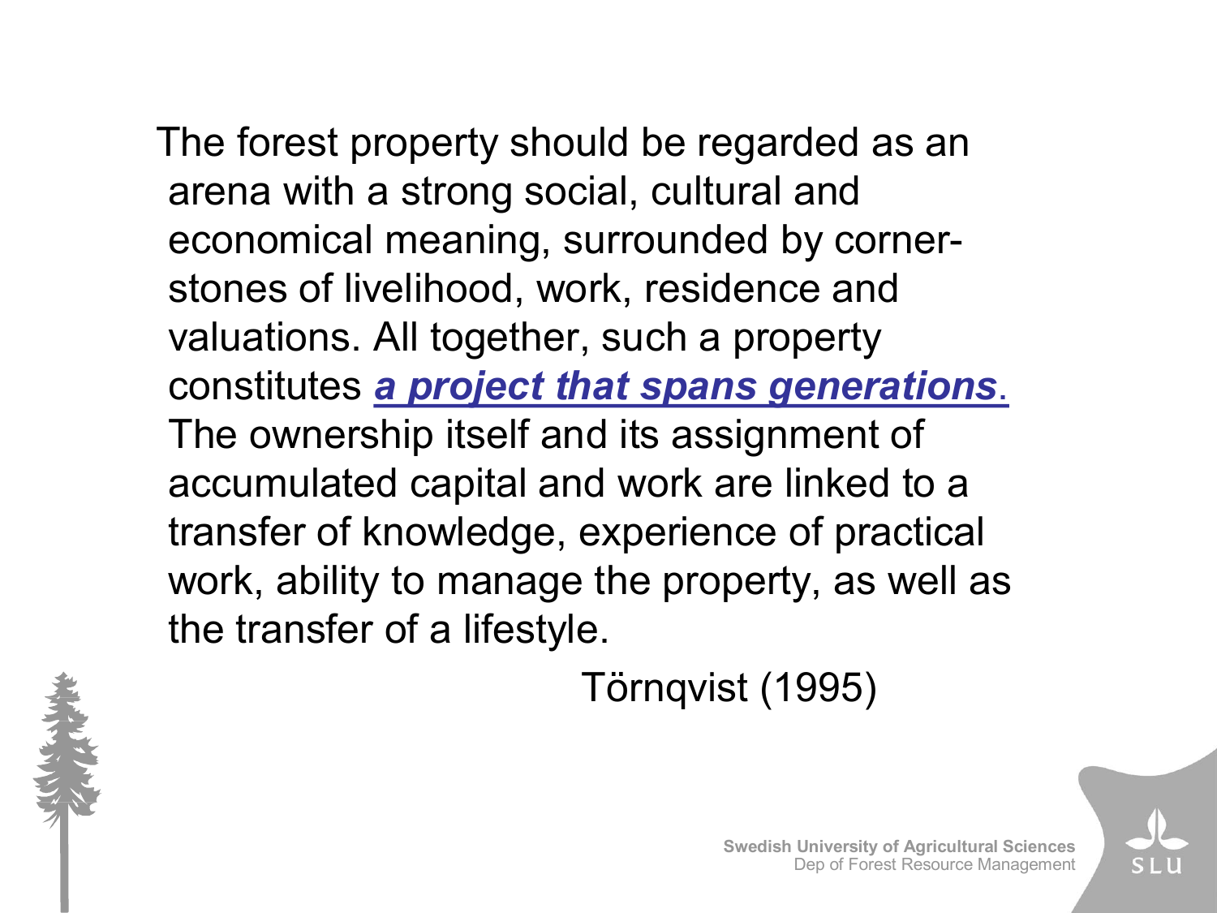The forest property should be regarded as an arena with a strong social, cultural and economical meaning, surrounded by corner-stones of livelihood, work, residence and valuations. All together, such a property constitutes ***a project that spans generations***. The ownership itself and its assignment of accumulated capital and work are linked to a transfer of knowledge, experience of practical work, ability to manage the property, as well as the transfer of a lifestyle.

Törnqvist (1995)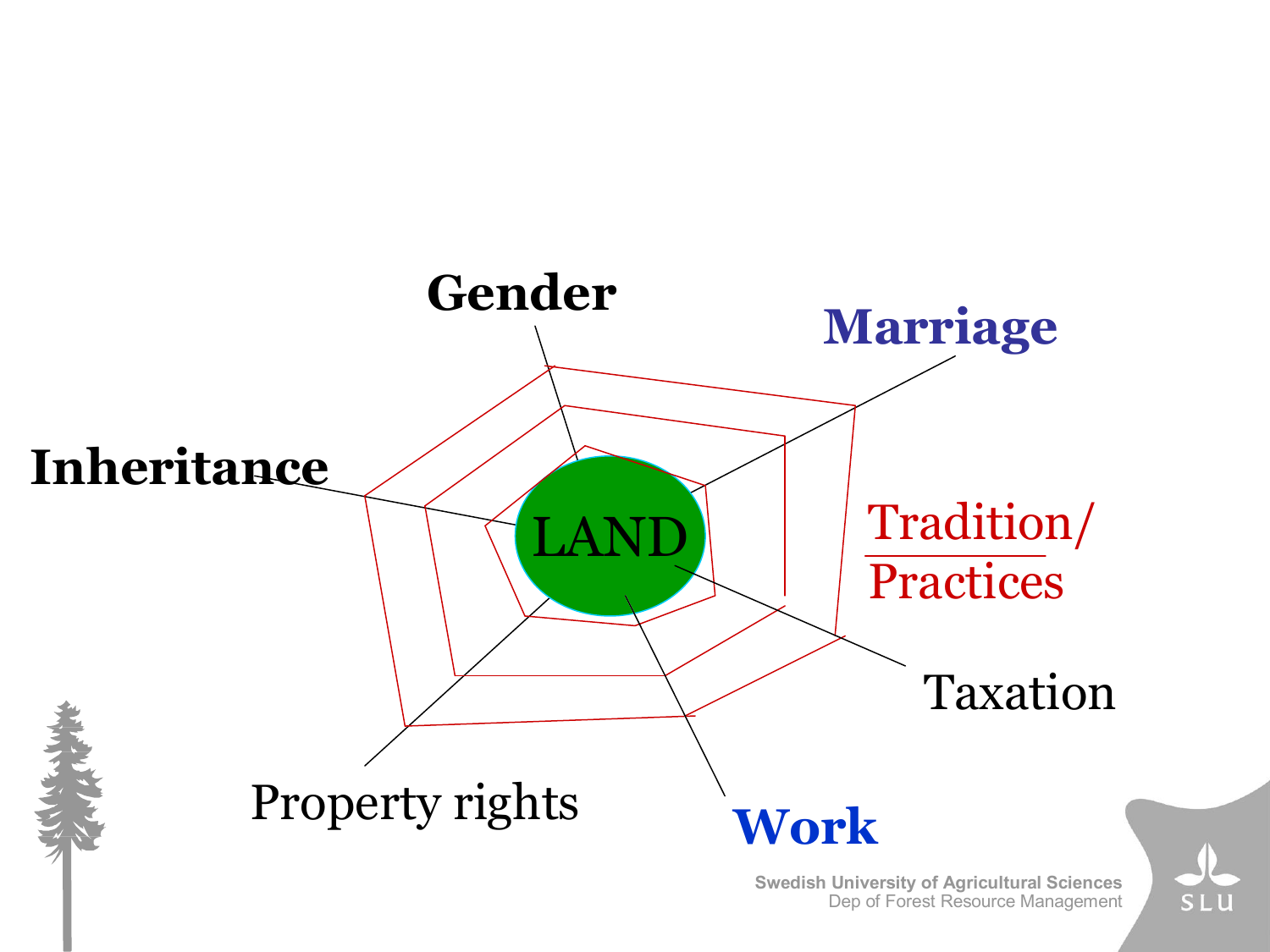Gender

Marriage

Inheritance

LAND

Tradition/
Practices

Taxation

Property rights

**Work**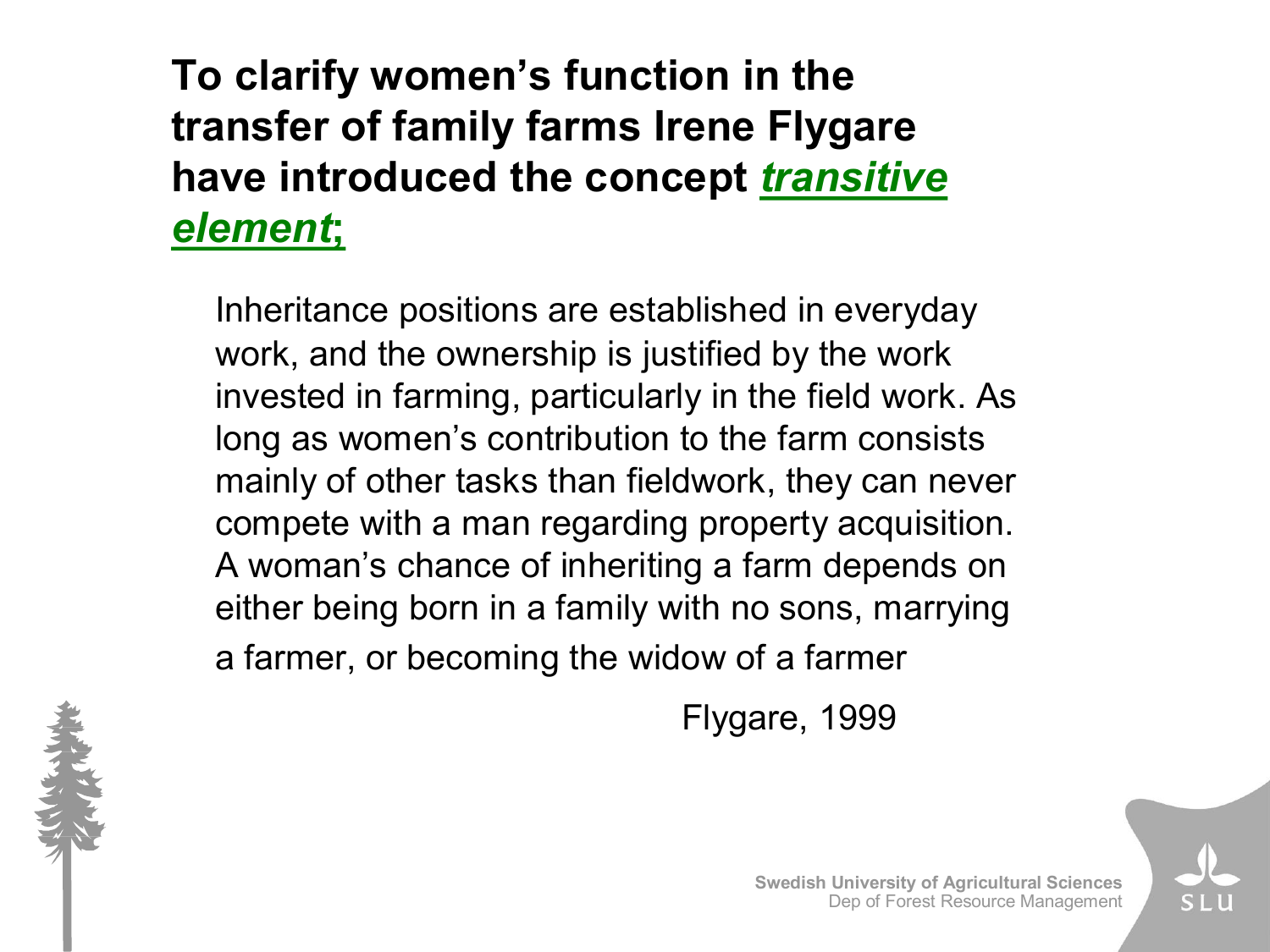## To clarify women's function in the transfer of family farms Irene Flygare have introduced the concept ***transitive element*;**

Inheritance positions are established in everyday work, and the ownership is justified by the work invested in farming, particularly in the field work. As long as women's contribution to the farm consists mainly of other tasks than fieldwork, they can never compete with a man regarding property acquisition. A woman's chance of inheriting a farm depends on either being born in a family with no sons, marrying a farmer, or becoming the widow of a farmer

Flygare, 1999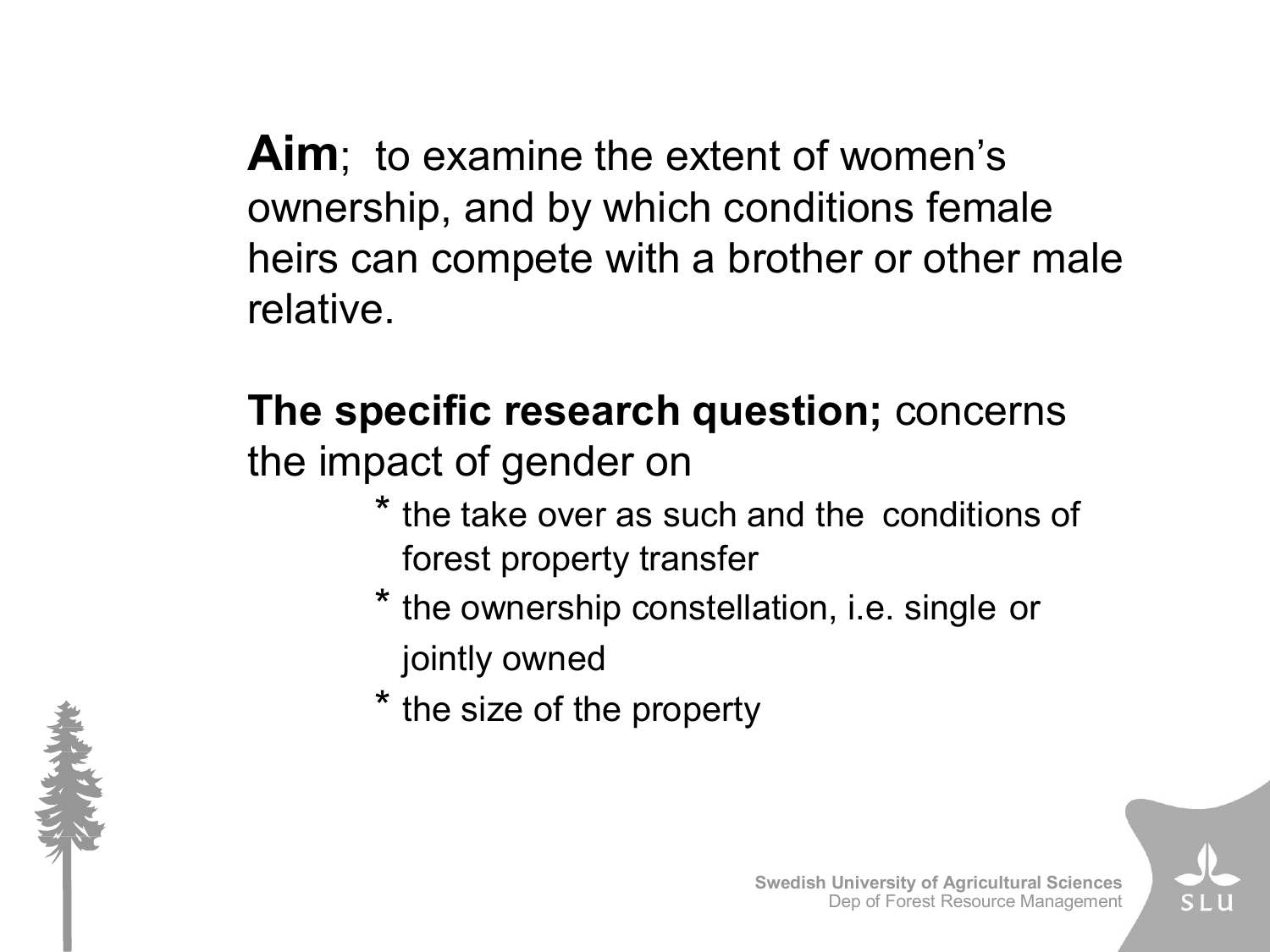**Aim**; to examine the extent of women's ownership, and by which conditions female heirs can compete with a brother or other male relative.

**The specific research question;** concerns the impact of gender on

* the take over as such and the conditions of forest property transfer
* the ownership constellation, i.e. single or jointly owned
* the size of the property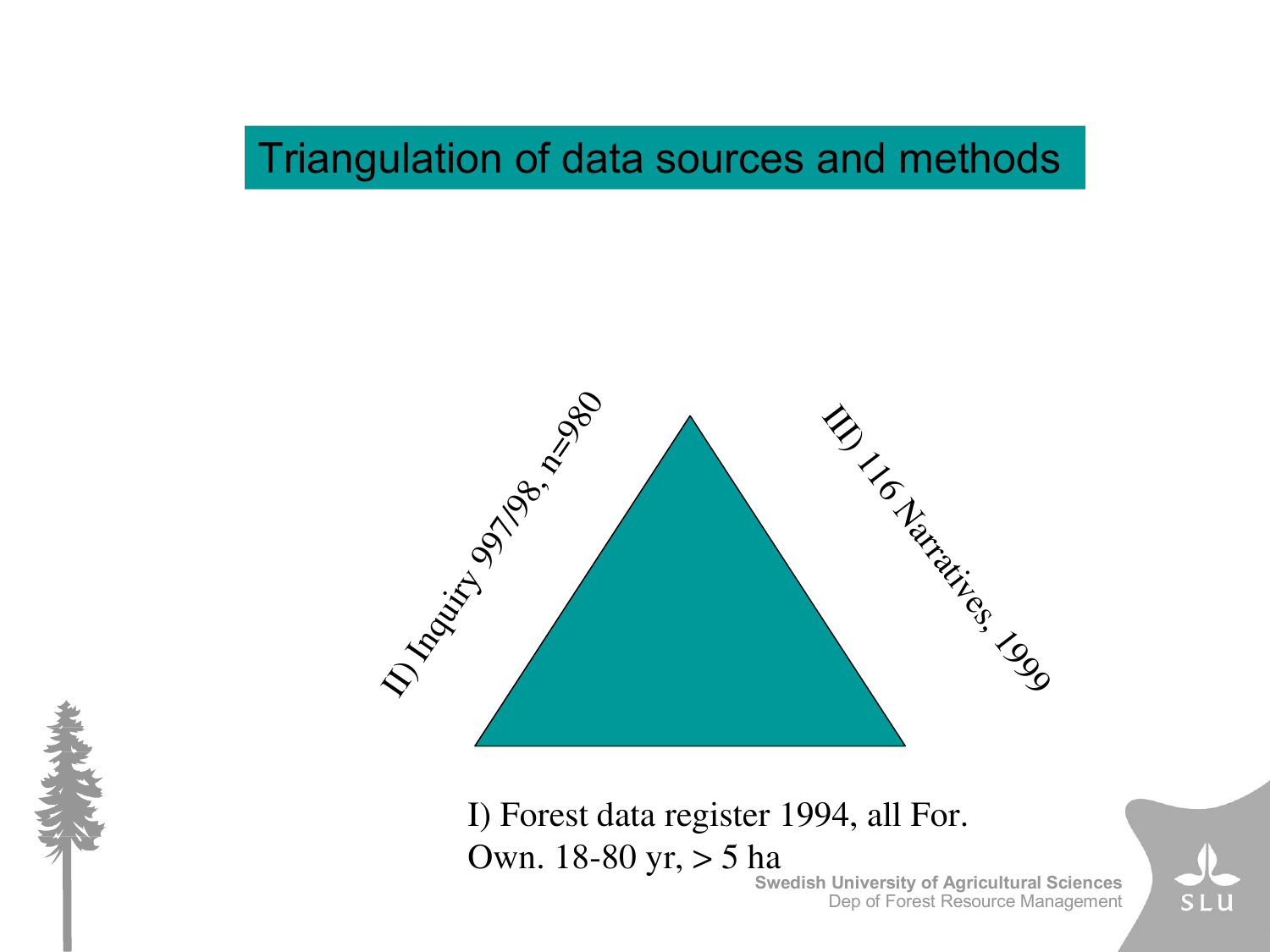# Triangulation of data sources and methods

II) Inquiry 997/98, n=980

III) 116 Narratives, 1999

I) Forest data register 1994, all For. Own. 18-80 yr, > 5 ha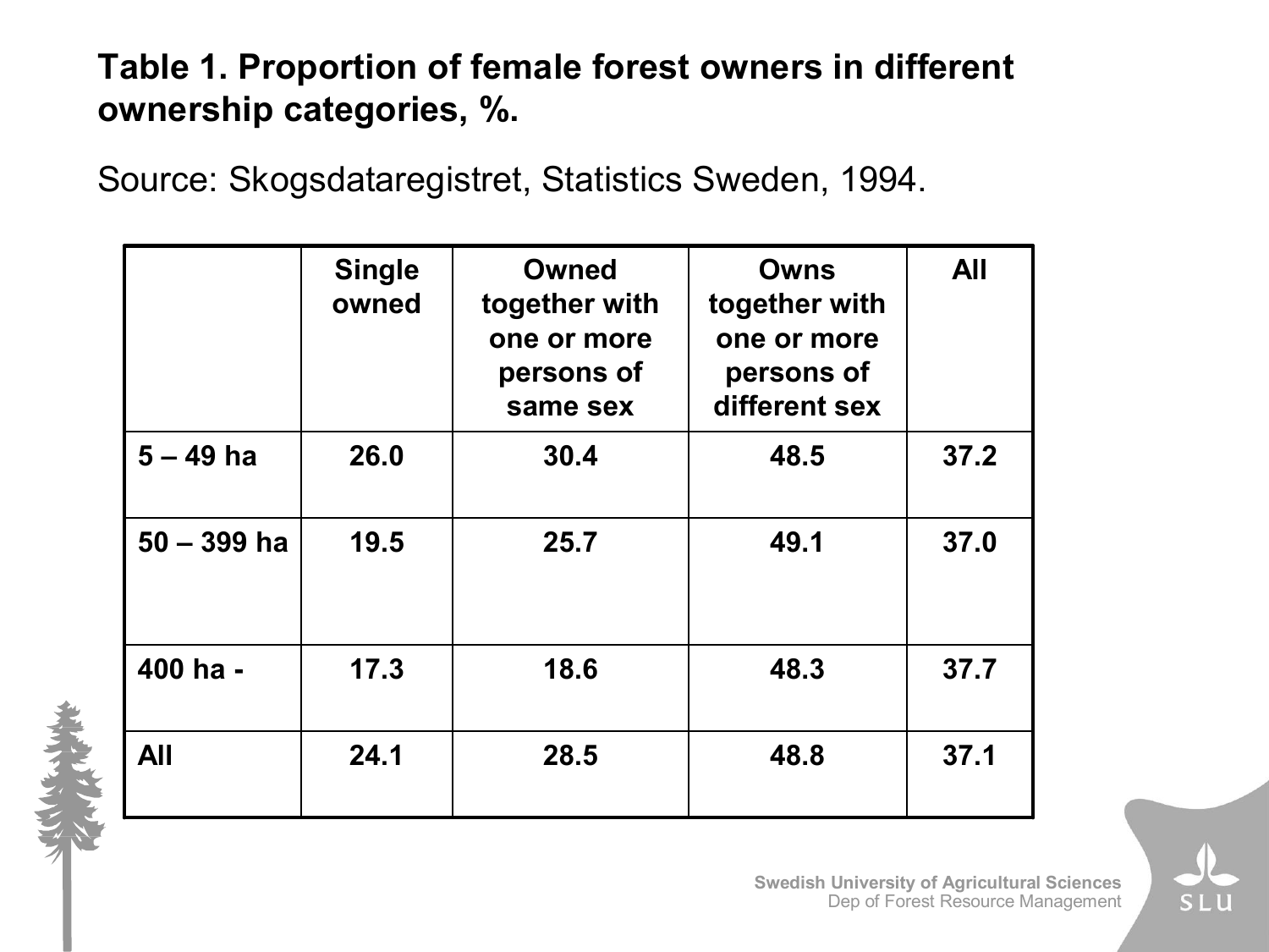**Table 1. Proportion of female forest owners in different ownership categories, %.**

Source: Skogsdataregistret, Statistics Sweden, 1994.

| | Single owned | Owned together with one or more persons of same sex | Owns together with one or more persons of different sex | All |
|---|---|---|---|---|
| 5 – 49 ha | 26.0 | 30.4 | 48.5 | 37.2 |
| 50 – 399 ha | 19.5 | 25.7 | 49.1 | 37.0 |
| 400 ha - | 17.3 | 18.6 | 48.3 | 37.7 |
| All | 24.1 | 28.5 | 48.8 | 37.1 |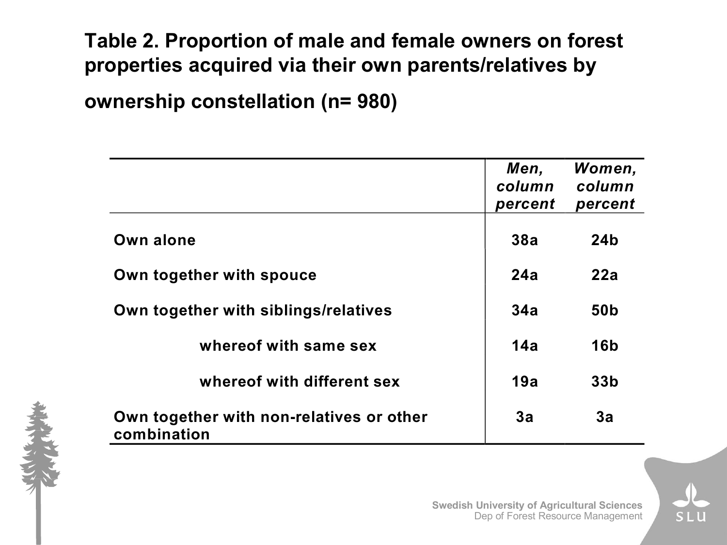# Table 2. Proportion of male and female owners on forest properties acquired via their own parents/relatives by ownership constellation (n= 980)

| | *Men, column percent* | *Women, column percent* |
|---|---|---|
| Own alone | 38a | 24b |
| Own together with spouce | 24a | 22a |
| Own together with siblings/relatives | 34a | 50b |
| whereof with same sex | 14a | 16b |
| whereof with different sex | 19a | 33b |
| Own together with non-relatives or other combination | 3a | 3a |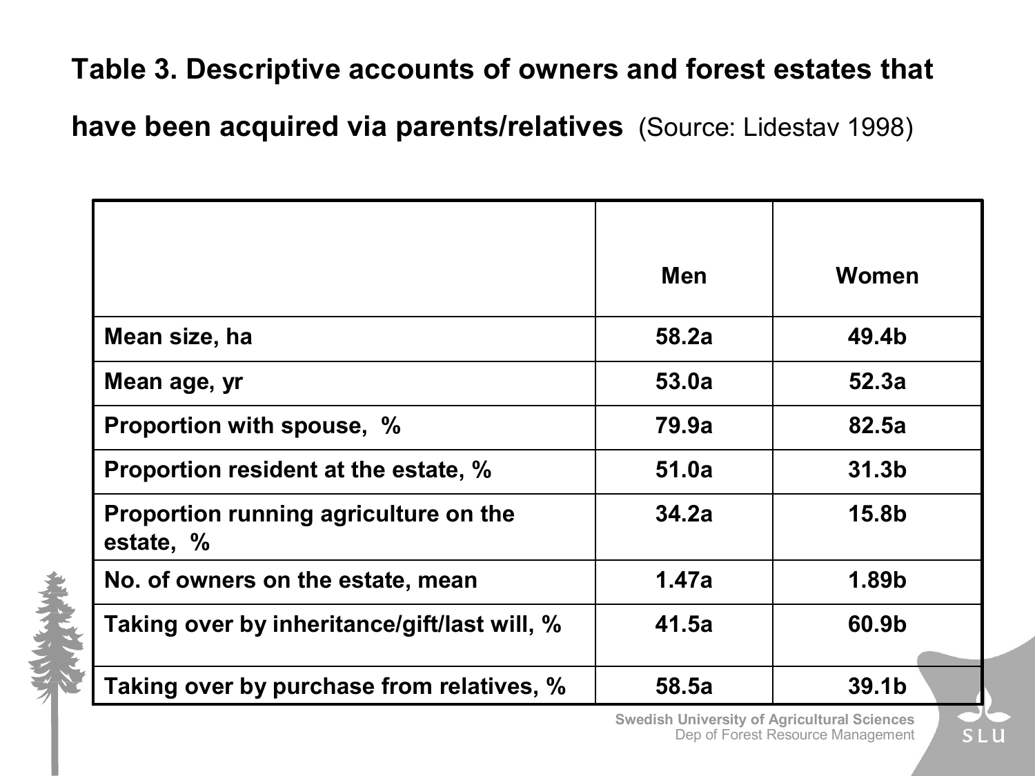## Table 3. Descriptive accounts of owners and forest estates that have been acquired via parents/relatives (Source: Lidestav 1998)

| | Men | Women |
|---|---|---|
| **Mean size, ha** | **58.2a** | **49.4b** |
| **Mean age, yr** | **53.0a** | **52.3a** |
| **Proportion with spouse, %** | **79.9a** | **82.5a** |
| **Proportion resident at the estate, %** | **51.0a** | **31.3b** |
| **Proportion running agriculture on the estate, %** | **34.2a** | **15.8b** |
| **No. of owners on the estate, mean** | **1.47a** | **1.89b** |
| **Taking over by inheritance/gift/last will, %** | **41.5a** | **60.9b** |
| **Taking over by purchase from relatives, %** | **58.5a** | **39.1b** |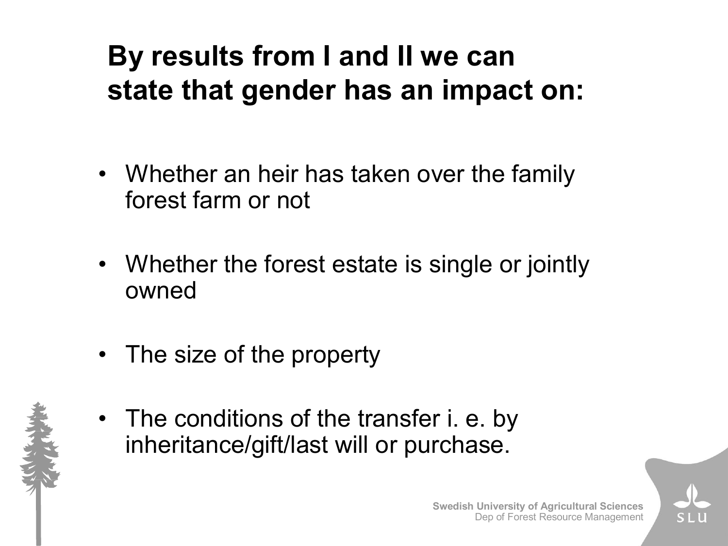# By results from I and II we can state that gender has an impact on:

- Whether an heir has taken over the family forest farm or not
- Whether the forest estate is single or jointly owned
- The size of the property
- The conditions of the transfer i. e. by inheritance/gift/last will or purchase.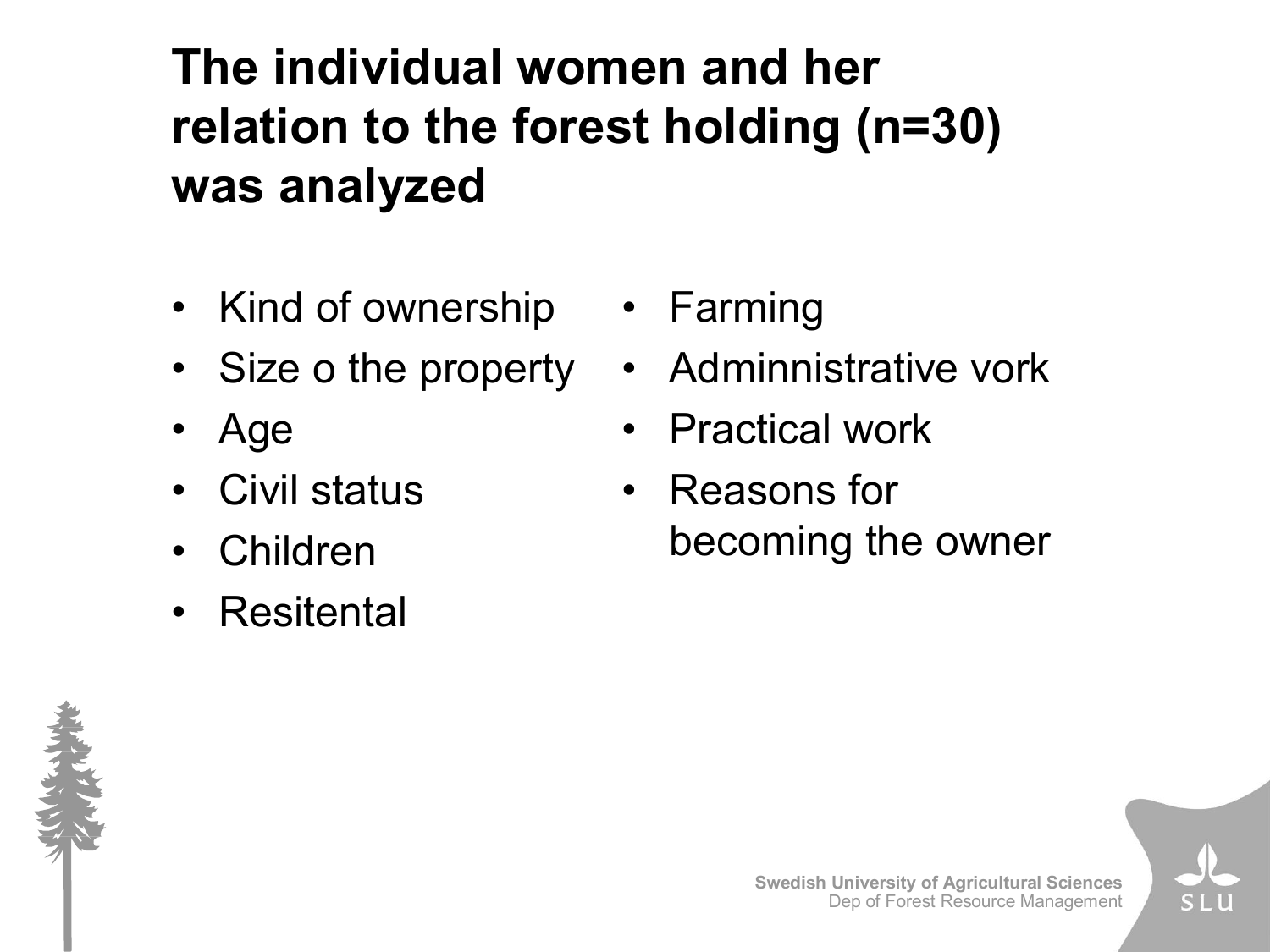# The individual women and her relation to the forest holding (n=30) was analyzed

- Kind of ownership
- Size o the property
- Age
- Civil status
- Children
- Resitental
- Farming
- Adminnistrative vork
- Practical work
- Reasons for becoming the owner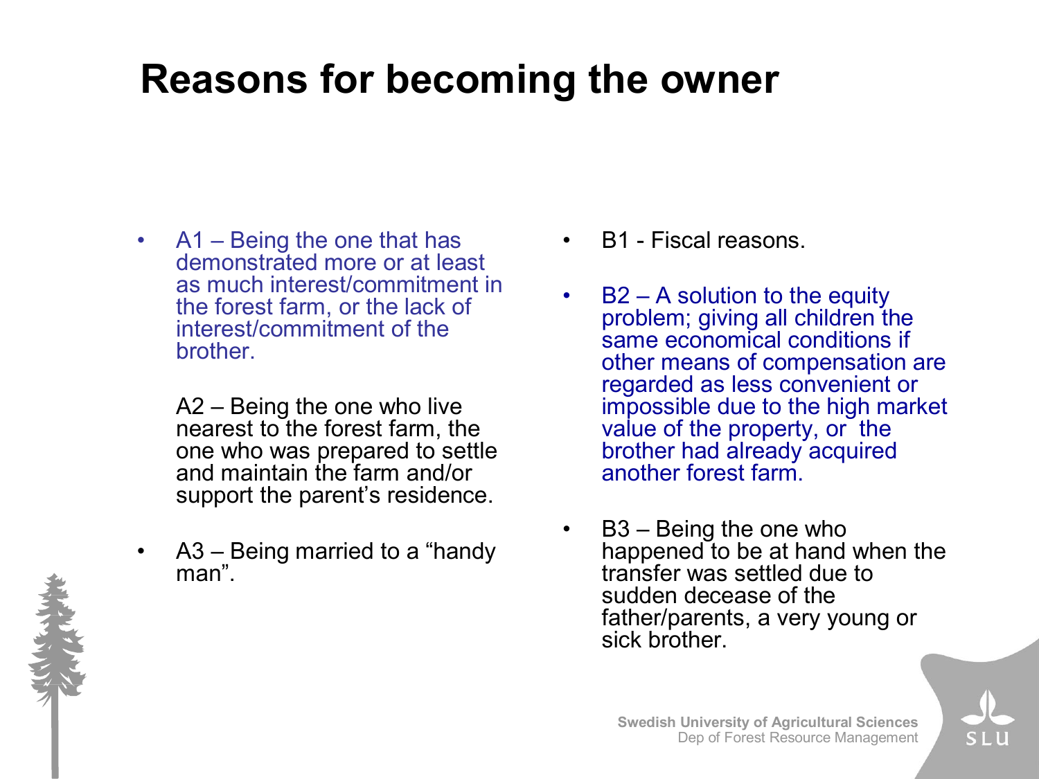# Reasons for becoming the owner

- A1 – Being the one that has demonstrated more or at least as much interest/commitment in the forest farm, or the lack of interest/commitment of the brother.

  A2 – Being the one who live nearest to the forest farm, the one who was prepared to settle and maintain the farm and/or support the parent's residence.

- A3 – Being married to a "handy man".

- B1 - Fiscal reasons.

- B2 – A solution to the equity problem; giving all children the same economical conditions if other means of compensation are regarded as less convenient or impossible due to the high market value of the property, or the brother had already acquired another forest farm.

- B3 – Being the one who happened to be at hand when the transfer was settled due to sudden decease of the father/parents, a very young or sick brother.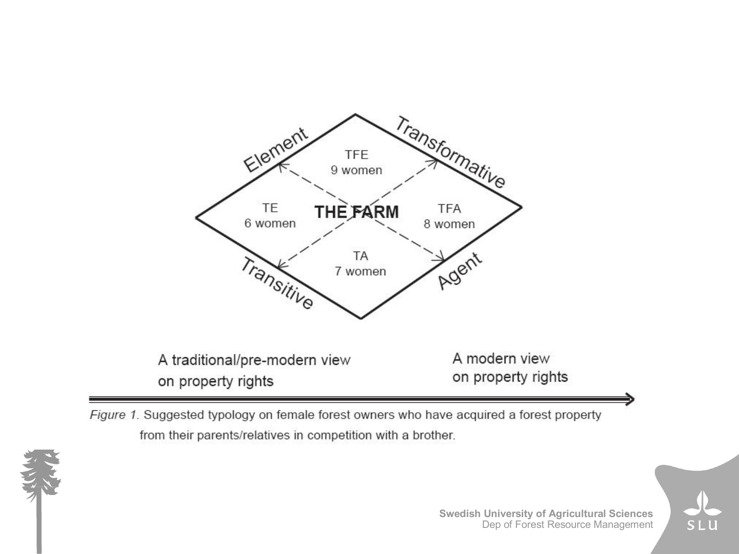Element

Transformative

TFE
9 women

TE
6 women

THE FARM

TFA
8 women

TA
7 women

Transitive

Agent

A traditional/pre-modern view on property rights

A modern view on property rights

*Figure 1.* Suggested typology on female forest owners who have acquired a forest property from their parents/relatives in competition with a brother.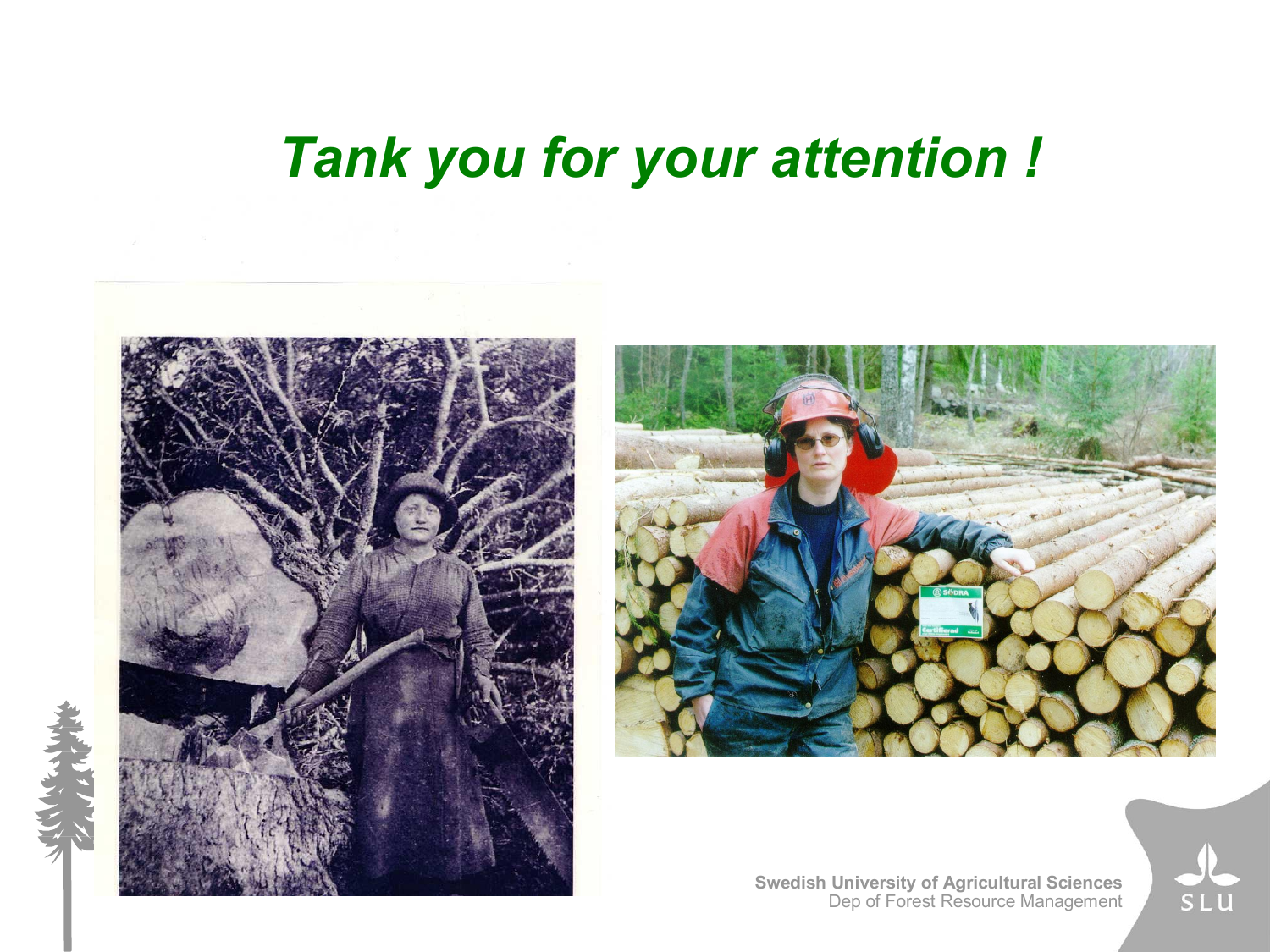# *Tank you for your attention !*

**Swedish University of Agricultural Sciences**
Dep of Forest Resource Management